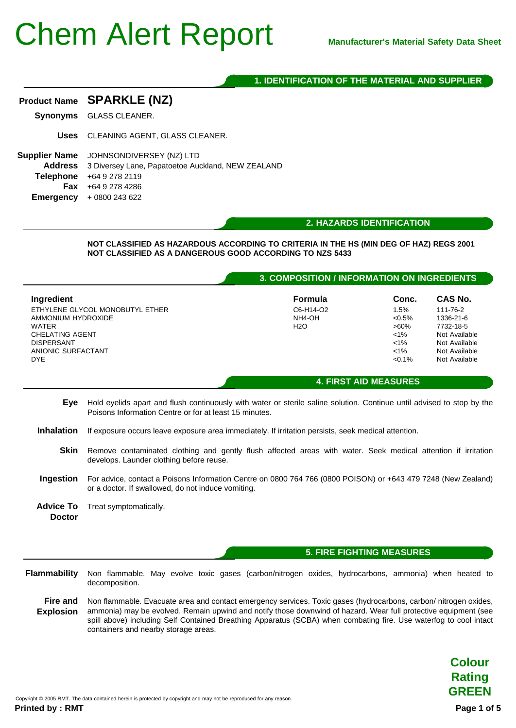# Chem Alert Report

**Manufacturer's Material Safety Data Sheet**

## 1. IDENTIFICATION OF THE MATERIAL AND SUPPLIER

**Product Name** **SPARKLE (NZ)**

**Synonyms** GLASS CLEANER.

**Uses** CLEANING AGENT, GLASS CLEANER.

**Supplier Name** JOHNSONDIVERSEY (NZ) LTD
**Address** 3 Diversey Lane, Papatoetoe Auckland, NEW ZEALAND
**Telephone** +64 9 278 2119
**Fax** +64 9 278 4286
**Emergency** + 0800 243 622

## 2. HAZARDS IDENTIFICATION

**NOT CLASSIFIED AS HAZARDOUS ACCORDING TO CRITERIA IN THE HS (MIN DEG OF HAZ) REGS 2001**
**NOT CLASSIFIED AS A DANGEROUS GOOD ACCORDING TO NZS 5433**

## 3. COMPOSITION / INFORMATION ON INGREDIENTS

| Ingredient | Formula | Conc. | CAS No. |
|---|---|---|---|
| ETHYLENE GLYCOL MONOBUTYL ETHER | $C_6H_{14}O_2$ | 1.5% | 111-76-2 |
| AMMONIUM HYDROXIDE | $NH_4OH$ | <0.5% | 1336-21-6 |
| WATER | $H_2O$ | >60% | 7732-18-5 |
| CHELATING AGENT | | <1% | Not Available |
| DISPERSANT | | <1% | Not Available |
| ANIONIC SURFACTANT | | <1% | Not Available |
| DYE | | <0.1% | Not Available |

## 4. FIRST AID MEASURES

**Eye** Hold eyelids apart and flush continuously with water or sterile saline solution. Continue until advised to stop by the Poisons Information Centre or for at least 15 minutes.

**Inhalation** If exposure occurs leave exposure area immediately. If irritation persists, seek medical attention.

**Skin** Remove contaminated clothing and gently flush affected areas with water. Seek medical attention if irritation develops. Launder clothing before reuse.

**Ingestion** For advice, contact a Poisons Information Centre on 0800 764 766 (0800 POISON) or +643 479 7248 (New Zealand) or a doctor. If swallowed, do not induce vomiting.

**Advice To Doctor** Treat symptomatically.

## 5. FIRE FIGHTING MEASURES

**Flammability** Non flammable. May evolve toxic gases (carbon/nitrogen oxides, hydrocarbons, ammonia) when heated to decomposition.

**Fire and Explosion** Non flammable. Evacuate area and contact emergency services. Toxic gases (hydrocarbons, carbon/ nitrogen oxides, ammonia) may be evolved. Remain upwind and notify those downwind of hazard. Wear full protective equipment (see spill above) including Self Contained Breathing Apparatus (SCBA) when combating fire. Use waterfog to cool intact containers and nearby storage areas.

**Colour Rating GREEN**

Copyright © 2005 RMT. The data contained herein is protected by copyright and may not be reproduced for any reason.

**Printed by : RMT**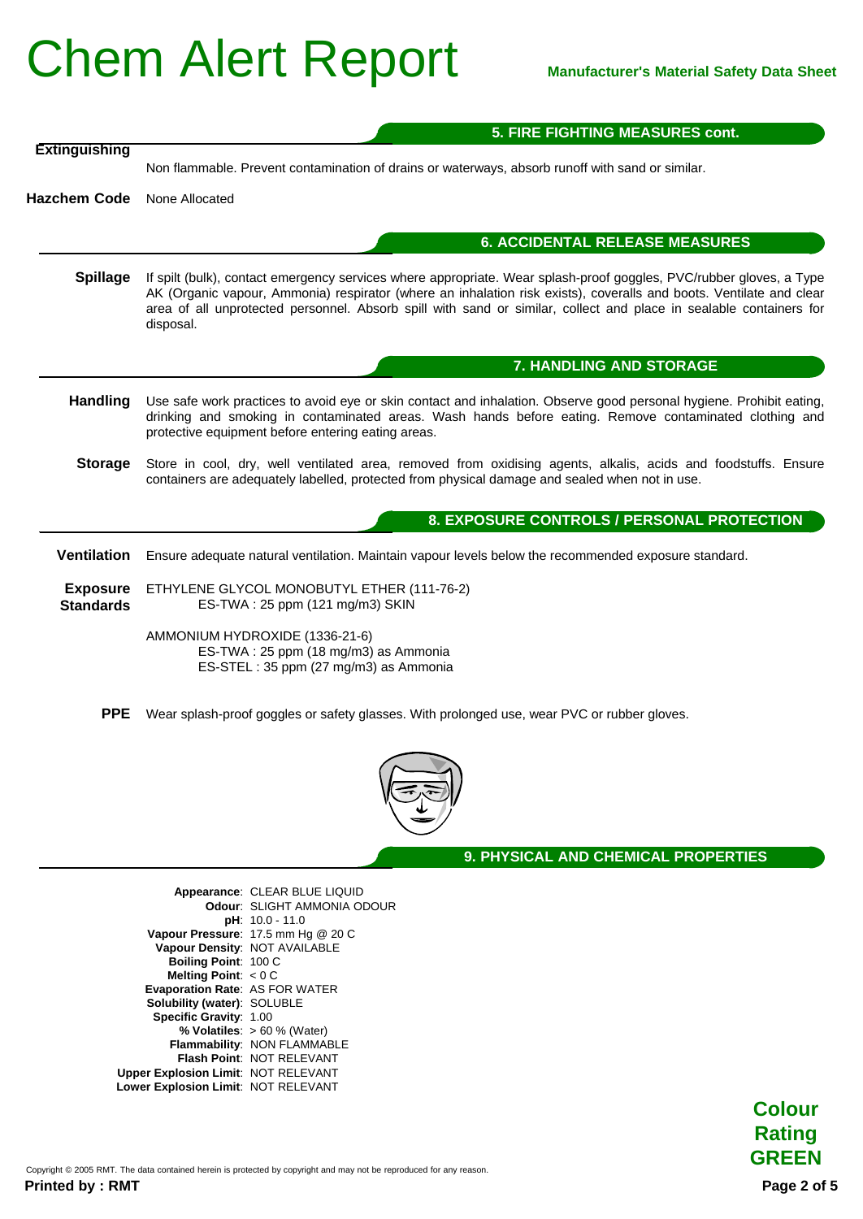## 5. FIRE FIGHTING MEASURES cont.

**Extinguishing**

Non flammable. Prevent contamination of drains or waterways, absorb runoff with sand or similar.

**Hazchem Code** None Allocated

## 6. ACCIDENTAL RELEASE MEASURES

**Spillage** If spilt (bulk), contact emergency services where appropriate. Wear splash-proof goggles, PVC/rubber gloves, a Type AK (Organic vapour, Ammonia) respirator (where an inhalation risk exists), coveralls and boots. Ventilate and clear area of all unprotected personnel. Absorb spill with sand or similar, collect and place in sealable containers for disposal.

## 7. HANDLING AND STORAGE

**Handling** Use safe work practices to avoid eye or skin contact and inhalation. Observe good personal hygiene. Prohibit eating, drinking and smoking in contaminated areas. Wash hands before eating. Remove contaminated clothing and protective equipment before entering eating areas.

**Storage** Store in cool, dry, well ventilated area, removed from oxidising agents, alkalis, acids and foodstuffs. Ensure containers are adequately labelled, protected from physical damage and sealed when not in use.

## 8. EXPOSURE CONTROLS / PERSONAL PROTECTION

**Ventilation** Ensure adequate natural ventilation. Maintain vapour levels below the recommended exposure standard.

**Exposure Standards**

ETHYLENE GLYCOL MONOBUTYL ETHER (111-76-2)
ES-TWA : 25 ppm (121 mg/m3) SKIN

AMMONIUM HYDROXIDE (1336-21-6)
ES-TWA : 25 ppm (18 mg/m3) as Ammonia
ES-STEL : 35 ppm (27 mg/m3) as Ammonia

**PPE** Wear splash-proof goggles or safety glasses. With prolonged use, wear PVC or rubber gloves.

## 9. PHYSICAL AND CHEMICAL PROPERTIES

**Appearance**: CLEAR BLUE LIQUID
**Odour**: SLIGHT AMMONIA ODOUR
**pH**: 10.0 - 11.0
**Vapour Pressure**: 17.5 mm Hg @ 20 C
**Vapour Density**: NOT AVAILABLE
**Boiling Point**: 100 C
**Melting Point**: < 0 C
**Evaporation Rate**: AS FOR WATER
**Solubility (water)**: SOLUBLE
**Specific Gravity**: 1.00
**% Volatiles**: > 60 % (Water)
**Flammability**: NON FLAMMABLE
**Flash Point**: NOT RELEVANT
**Upper Explosion Limit**: NOT RELEVANT
**Lower Explosion Limit**: NOT RELEVANT

**Colour Rating GREEN**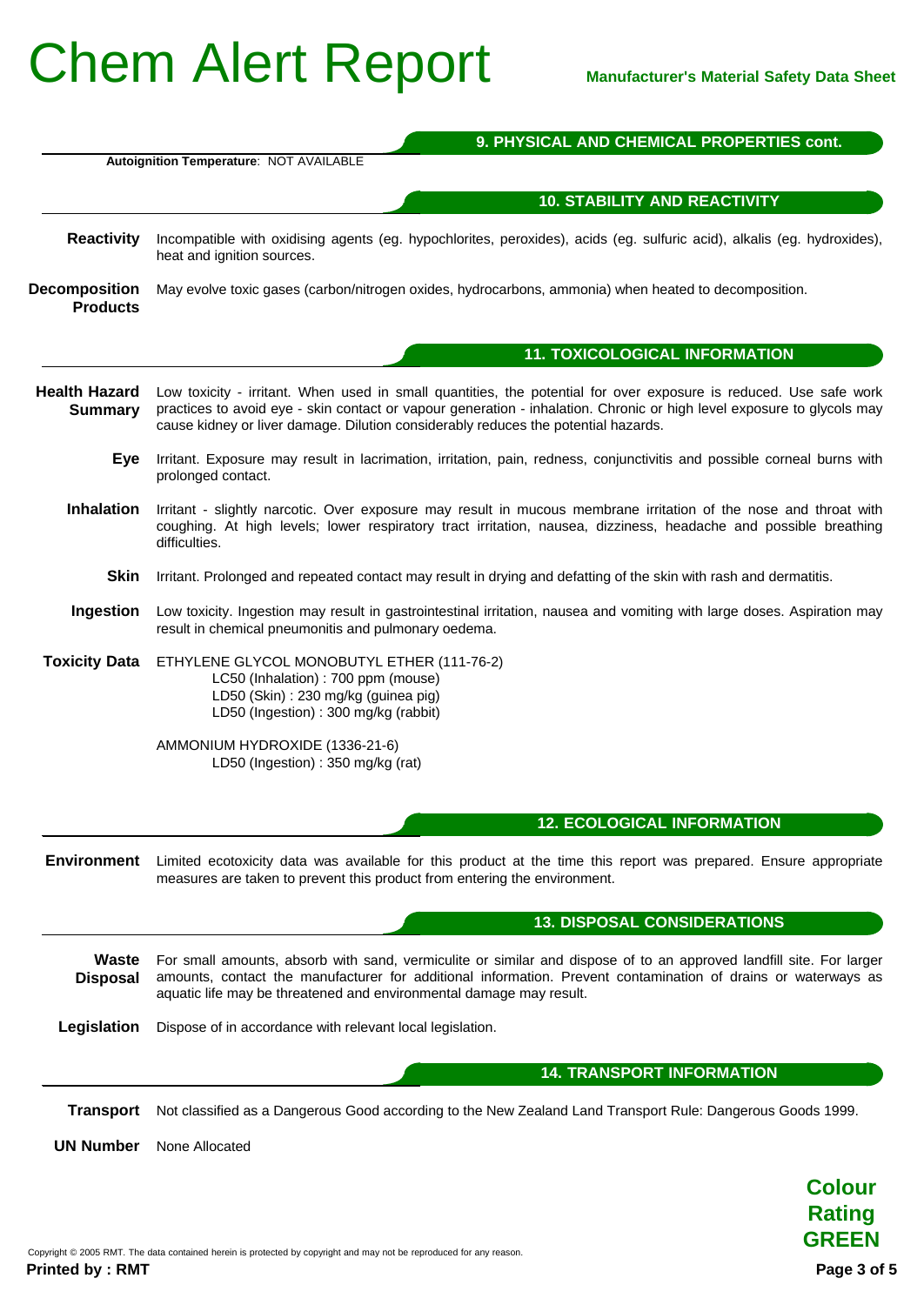## 9. PHYSICAL AND CHEMICAL PROPERTIES cont.

**Autoignition Temperature**: NOT AVAILABLE

## 10. STABILITY AND REACTIVITY

**Reactivity** Incompatible with oxidising agents (eg. hypochlorites, peroxides), acids (eg. sulfuric acid), alkalis (eg. hydroxides), heat and ignition sources.

**Decomposition Products** May evolve toxic gases (carbon/nitrogen oxides, hydrocarbons, ammonia) when heated to decomposition.

## 11. TOXICOLOGICAL INFORMATION

**Health Hazard Summary** Low toxicity - irritant. When used in small quantities, the potential for over exposure is reduced. Use safe work practices to avoid eye - skin contact or vapour generation - inhalation. Chronic or high level exposure to glycols may cause kidney or liver damage. Dilution considerably reduces the potential hazards.

**Eye** Irritant. Exposure may result in lacrimation, irritation, pain, redness, conjunctivitis and possible corneal burns with prolonged contact.

**Inhalation** Irritant - slightly narcotic. Over exposure may result in mucous membrane irritation of the nose and throat with coughing. At high levels; lower respiratory tract irritation, nausea, dizziness, headache and possible breathing difficulties.

**Skin** Irritant. Prolonged and repeated contact may result in drying and defatting of the skin with rash and dermatitis.

**Ingestion** Low toxicity. Ingestion may result in gastrointestinal irritation, nausea and vomiting with large doses. Aspiration may result in chemical pneumonitis and pulmonary oedema.

**Toxicity Data** ETHYLENE GLYCOL MONOBUTYL ETHER (111-76-2)
- LC50 (Inhalation) : 700 ppm (mouse)
- LD50 (Skin) : 230 mg/kg (guinea pig)
- LD50 (Ingestion) : 300 mg/kg (rabbit)

AMMONIUM HYDROXIDE (1336-21-6)
- LD50 (Ingestion) : 350 mg/kg (rat)

## 12. ECOLOGICAL INFORMATION

**Environment** Limited ecotoxicity data was available for this product at the time this report was prepared. Ensure appropriate measures are taken to prevent this product from entering the environment.

## 13. DISPOSAL CONSIDERATIONS

**Waste Disposal** For small amounts, absorb with sand, vermiculite or similar and dispose of to an approved landfill site. For larger amounts, contact the manufacturer for additional information. Prevent contamination of drains or waterways as aquatic life may be threatened and environmental damage may result.

**Legislation** Dispose of in accordance with relevant local legislation.

## 14. TRANSPORT INFORMATION

**Transport** Not classified as a Dangerous Good according to the New Zealand Land Transport Rule: Dangerous Goods 1999.

**UN Number** None Allocated

**Colour Rating GREEN**

Copyright © 2005 RMT. The data contained herein is protected by copyright and may not be reproduced for any reason.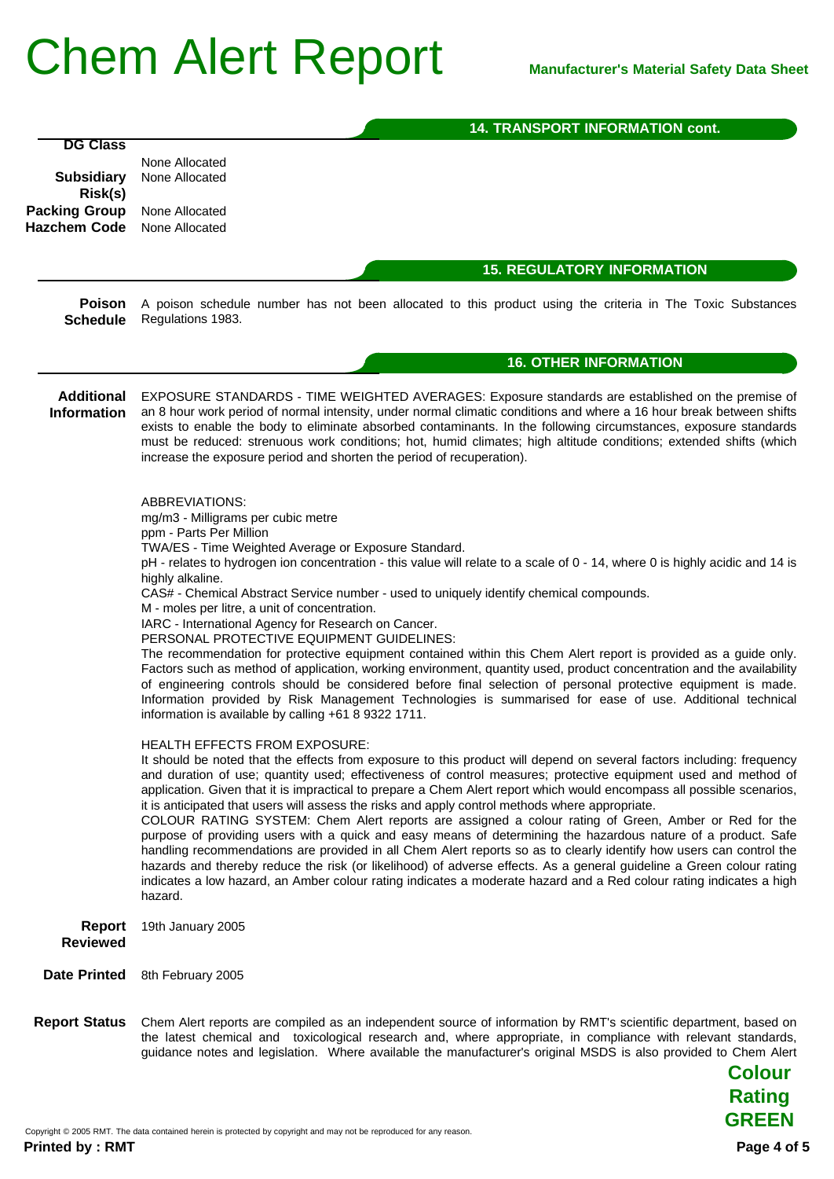## 14. TRANSPORT INFORMATION cont.

| | |
|---|---|
| **DG Class** | None Allocated |
| **Subsidiary Risk(s)** | None Allocated |
| **Packing Group** | None Allocated |
| **Hazchem Code** | None Allocated |

## 15. REGULATORY INFORMATION

**Poison Schedule** A poison schedule number has not been allocated to this product using the criteria in The Toxic Substances Regulations 1983.

## 16. OTHER INFORMATION

**Additional Information**

EXPOSURE STANDARDS - TIME WEIGHTED AVERAGES: Exposure standards are established on the premise of an 8 hour work period of normal intensity, under normal climatic conditions and where a 16 hour break between shifts exists to enable the body to eliminate absorbed contaminants. In the following circumstances, exposure standards must be reduced: strenuous work conditions; hot, humid climates; high altitude conditions; extended shifts (which increase the exposure period and shorten the period of recuperation).

ABBREVIATIONS:
mg/m3 - Milligrams per cubic metre
ppm - Parts Per Million
TWA/ES - Time Weighted Average or Exposure Standard.
pH - relates to hydrogen ion concentration - this value will relate to a scale of 0 - 14, where 0 is highly acidic and 14 is highly alkaline.
CAS# - Chemical Abstract Service number - used to uniquely identify chemical compounds.
M - moles per litre, a unit of concentration.
IARC - International Agency for Research on Cancer.
PERSONAL PROTECTIVE EQUIPMENT GUIDELINES:
The recommendation for protective equipment contained within this Chem Alert report is provided as a guide only. Factors such as method of application, working environment, quantity used, product concentration and the availability of engineering controls should be considered before final selection of personal protective equipment is made. Information provided by Risk Management Technologies is summarised for ease of use. Additional technical information is available by calling +61 8 9322 1711.

HEALTH EFFECTS FROM EXPOSURE:
It should be noted that the effects from exposure to this product will depend on several factors including: frequency and duration of use; quantity used; effectiveness of control measures; protective equipment used and method of application. Given that it is impractical to prepare a Chem Alert report which would encompass all possible scenarios, it is anticipated that users will assess the risks and apply control methods where appropriate.
COLOUR RATING SYSTEM: Chem Alert reports are assigned a colour rating of Green, Amber or Red for the purpose of providing users with a quick and easy means of determining the hazardous nature of a product. Safe handling recommendations are provided in all Chem Alert reports so as to clearly identify how users can control the hazards and thereby reduce the risk (or likelihood) of adverse effects. As a general guideline a Green colour rating indicates a low hazard, an Amber colour rating indicates a moderate hazard and a Red colour rating indicates a high hazard.

**Report Reviewed** 19th January 2005

**Date Printed** 8th February 2005

**Report Status** Chem Alert reports are compiled as an independent source of information by RMT's scientific department, based on the latest chemical and toxicological research and, where appropriate, in compliance with relevant standards, guidance notes and legislation. Where available the manufacturer's original MSDS is also provided to Chem Alert

**Colour Rating GREEN**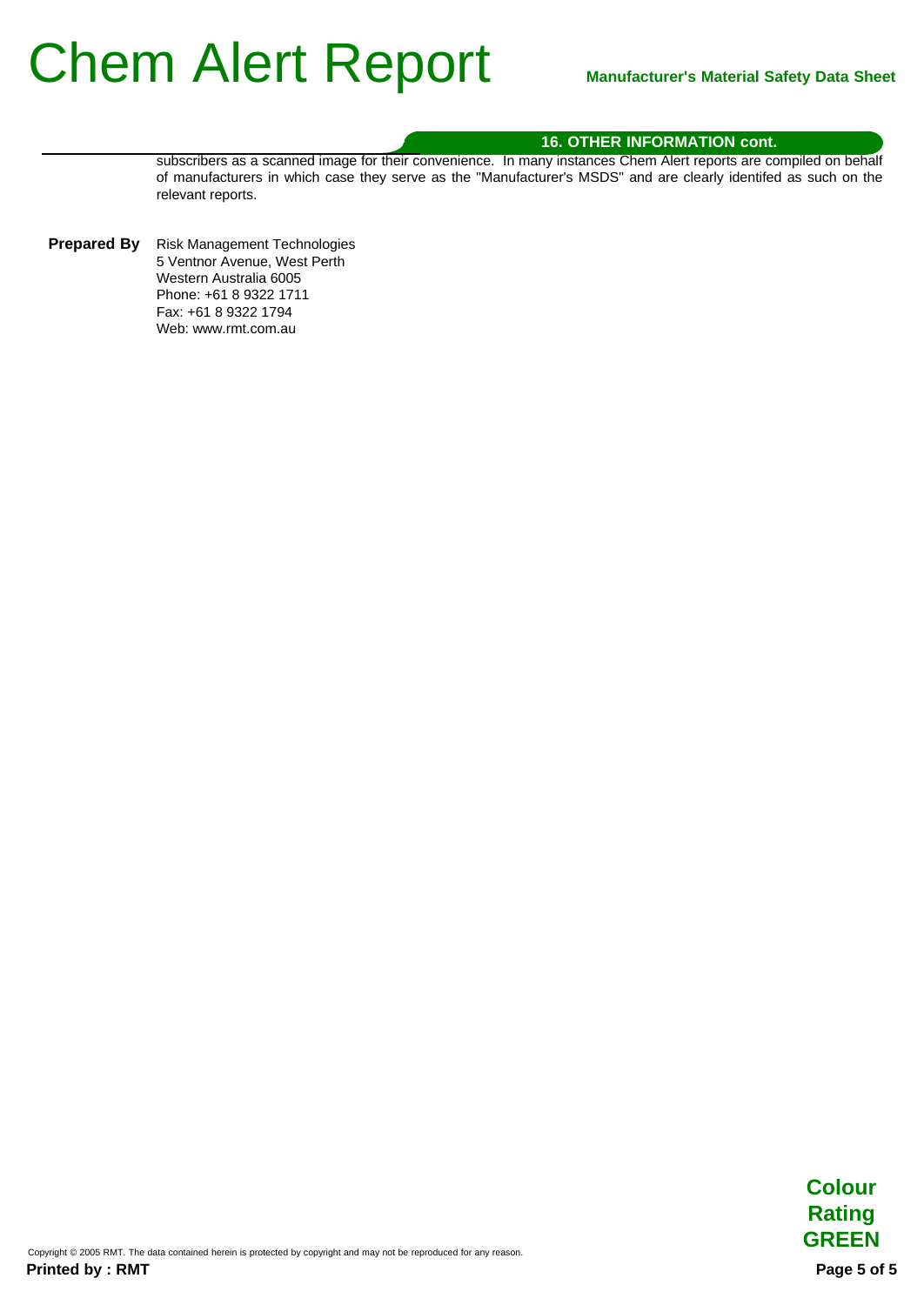## 16. OTHER INFORMATION cont.

subscribers as a scanned image for their convenience. In many instances Chem Alert reports are compiled on behalf of manufacturers in which case they serve as the "Manufacturer's MSDS" and are clearly identifed as such on the relevant reports.

**Prepared By** Risk Management Technologies
5 Ventnor Avenue, West Perth
Western Australia 6005
Phone: +61 8 9322 1711
Fax: +61 8 9322 1794
Web: www.rmt.com.au

**Colour Rating GREEN**

Copyright © 2005 RMT. The data contained herein is protected by copyright and may not be reproduced for any reason.